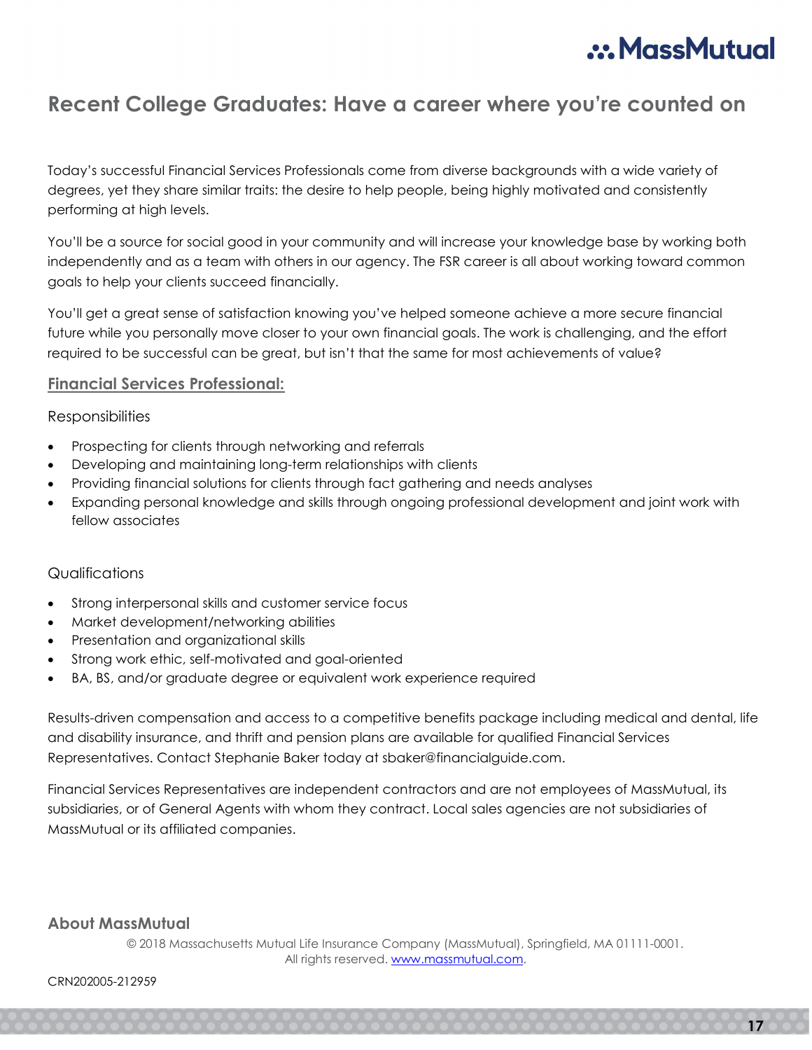# Recent College Graduates: Have a career where you're counted on

Today's successful Financial Services Professionals come from diverse backgrounds with a wide variety of degrees, yet they share similar traits: the desire to help people, being highly motivated and consistently performing at high levels.

You'll be a source for social good in your community and will increase your knowledge base by working both independently and as a team with others in our agency. The FSR career is all about working toward common goals to help your clients succeed financially.

You'll get a great sense of satisfaction knowing you've helped someone achieve a more secure financial future while you personally move closer to your own financial goals. The work is challenging, and the effort required to be successful can be great, but isn't that the same for most achievements of value?

## Financial Services Professional:

### Responsibilities

- Prospecting for clients through networking and referrals
- Developing and maintaining long-term relationships with clients
- Providing financial solutions for clients through fact gathering and needs analyses
- Expanding personal knowledge and skills through ongoing professional development and joint work with fellow associates

### Qualifications

- Strong interpersonal skills and customer service focus
- Market development/networking abilities
- Presentation and organizational skills
- Strong work ethic, self-motivated and goal-oriented
- BA, BS, and/or graduate degree or equivalent work experience required

Results-driven compensation and access to a competitive benefits package including medical and dental, life and disability insurance, and thrift and pension plans are available for qualified Financial Services Representatives. Contact Stephanie Baker today at sbaker@financialguide.com.

Financial Services Representatives are independent contractors and are not employees of MassMutual, its subsidiaries, or of General Agents with whom they contract. Local sales agencies are not subsidiaries of MassMutual or its affiliated companies.

## About MassMutual

© 2018 Massachusetts Mutual Life Insurance Company (MassMutual), Springfield, MA 01111-0001. All rights reserved. www.massmutual.com.

CRN202005-212959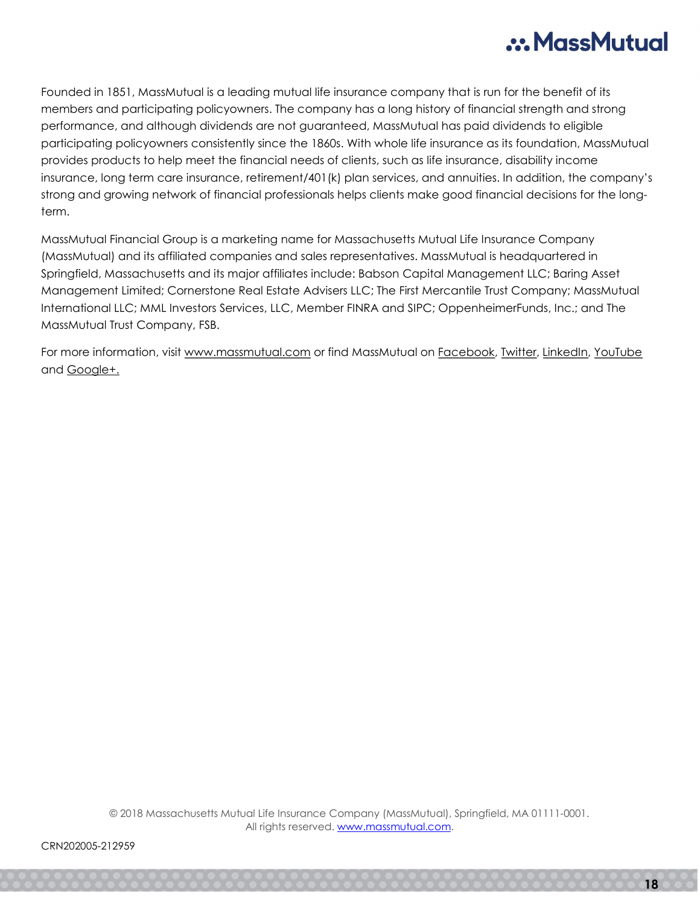Founded in 1851, MassMutual is a leading mutual life insurance company that is run for the benefit of its members and participating policyowners. The company has a long history of financial strength and strong performance, and although dividends are not guaranteed, MassMutual has paid dividends to eligible participating policyowners consistently since the 1860s. With whole life insurance as its foundation, MassMutual provides products to help meet the financial needs of clients, such as life insurance, disability income insurance, long term care insurance, retirement/401(k) plan services, and annuities. In addition, the company's strong and growing network of financial professionals helps clients make good financial decisions for the long-term.

MassMutual Financial Group is a marketing name for Massachusetts Mutual Life Insurance Company (MassMutual) and its affiliated companies and sales representatives. MassMutual is headquartered in Springfield, Massachusetts and its major affiliates include: Babson Capital Management LLC; Baring Asset Management Limited; Cornerstone Real Estate Advisers LLC; The First Mercantile Trust Company; MassMutual International LLC; MML Investors Services, LLC, Member FINRA and SIPC; OppenheimerFunds, Inc.; and The MassMutual Trust Company, FSB.

For more information, visit www.massmutual.com or find MassMutual on Facebook, Twitter, LinkedIn, YouTube and Google+.

© 2018 Massachusetts Mutual Life Insurance Company (MassMutual), Springfield, MA 01111-0001.
All rights reserved. www.massmutual.com.

CRN202005-212959